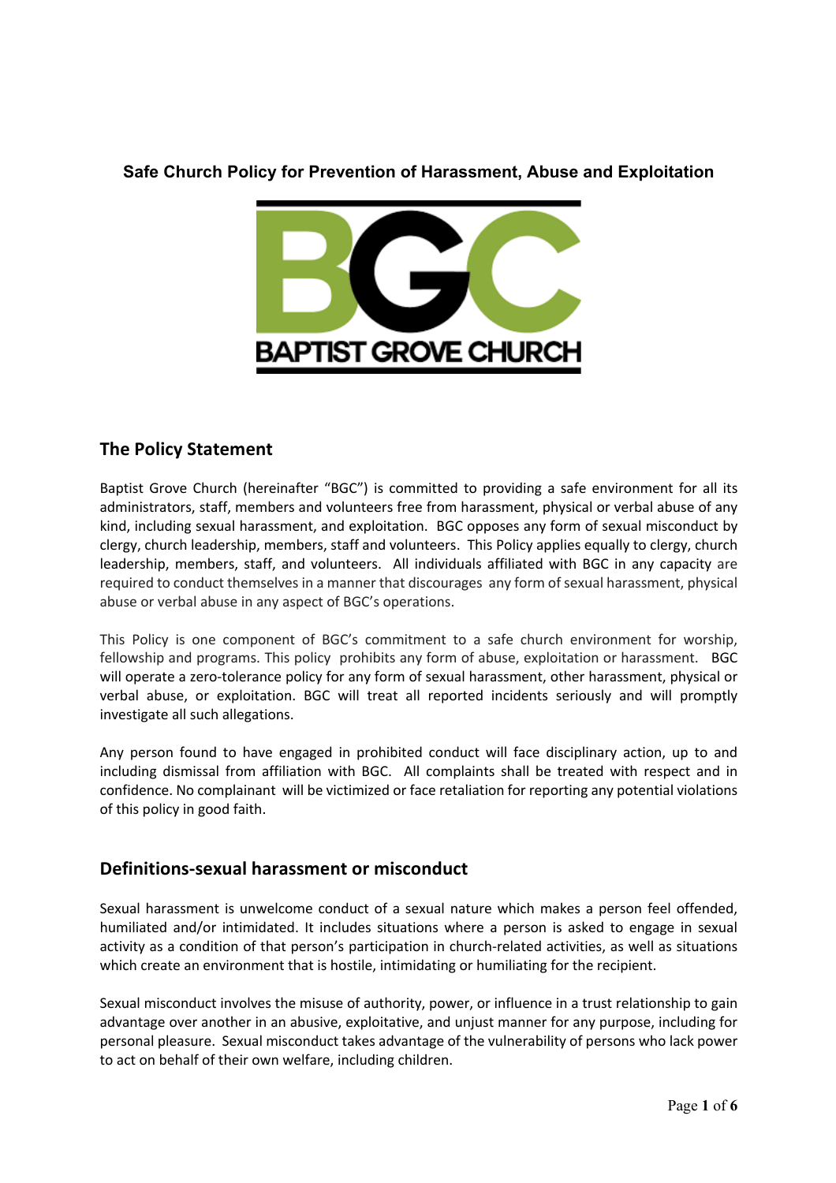**Safe Church Policy for Prevention of Harassment, Abuse and Exploitation**

BGC

BAPTIST GROVE CHURCH

## The Policy Statement

Baptist Grove Church (hereinafter "BGC") is committed to providing a safe environment for all its administrators, staff, members and volunteers free from harassment, physical or verbal abuse of any kind, including sexual harassment, and exploitation. BGC opposes any form of sexual misconduct by clergy, church leadership, members, staff and volunteers. This Policy applies equally to clergy, church leadership, members, staff, and volunteers. All individuals affiliated with BGC in any capacity are required to conduct themselves in a manner that discourages any form of sexual harassment, physical abuse or verbal abuse in any aspect of BGC's operations.

This Policy is one component of BGC's commitment to a safe church environment for worship, fellowship and programs. This policy prohibits any form of abuse, exploitation or harassment. BGC will operate a zero-tolerance policy for any form of sexual harassment, other harassment, physical or verbal abuse, or exploitation. BGC will treat all reported incidents seriously and will promptly investigate all such allegations.

Any person found to have engaged in prohibited conduct will face disciplinary action, up to and including dismissal from affiliation with BGC. All complaints shall be treated with respect and in confidence. No complainant will be victimized or face retaliation for reporting any potential violations of this policy in good faith.

## Definitions-sexual harassment or misconduct

Sexual harassment is unwelcome conduct of a sexual nature which makes a person feel offended, humiliated and/or intimidated. It includes situations where a person is asked to engage in sexual activity as a condition of that person's participation in church-related activities, as well as situations which create an environment that is hostile, intimidating or humiliating for the recipient.

Sexual misconduct involves the misuse of authority, power, or influence in a trust relationship to gain advantage over another in an abusive, exploitative, and unjust manner for any purpose, including for personal pleasure. Sexual misconduct takes advantage of the vulnerability of persons who lack power to act on behalf of their own welfare, including children.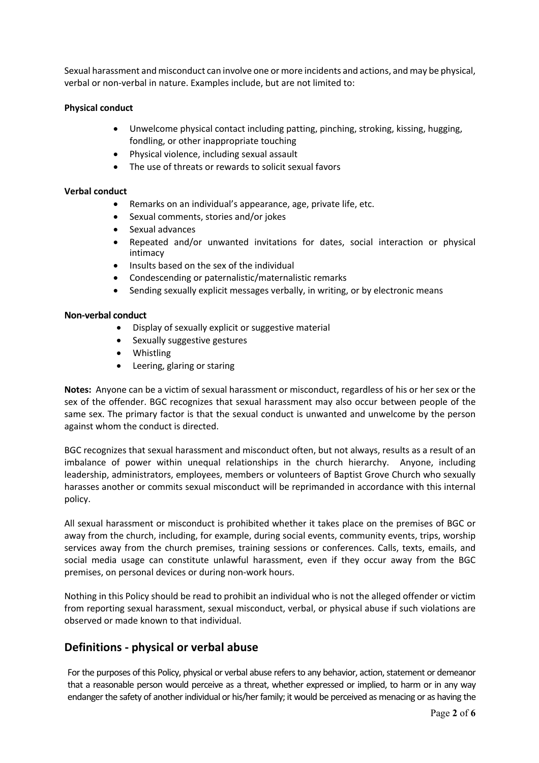Sexual harassment and misconduct can involve one or more incidents and actions, and may be physical, verbal or non-verbal in nature. Examples include, but are not limited to:

**Physical conduct**

- Unwelcome physical contact including patting, pinching, stroking, kissing, hugging, fondling, or other inappropriate touching
- Physical violence, including sexual assault
- The use of threats or rewards to solicit sexual favors

**Verbal conduct**

- Remarks on an individual's appearance, age, private life, etc.
- Sexual comments, stories and/or jokes
- Sexual advances
- Repeated and/or unwanted invitations for dates, social interaction or physical intimacy
- Insults based on the sex of the individual
- Condescending or paternalistic/maternalistic remarks
- Sending sexually explicit messages verbally, in writing, or by electronic means

**Non-verbal conduct**

- Display of sexually explicit or suggestive material
- Sexually suggestive gestures
- Whistling
- Leering, glaring or staring

**Notes:** Anyone can be a victim of sexual harassment or misconduct, regardless of his or her sex or the sex of the offender. BGC recognizes that sexual harassment may also occur between people of the same sex. The primary factor is that the sexual conduct is unwanted and unwelcome by the person against whom the conduct is directed.

BGC recognizes that sexual harassment and misconduct often, but not always, results as a result of an imbalance of power within unequal relationships in the church hierarchy. Anyone, including leadership, administrators, employees, members or volunteers of Baptist Grove Church who sexually harasses another or commits sexual misconduct will be reprimanded in accordance with this internal policy.

All sexual harassment or misconduct is prohibited whether it takes place on the premises of BGC or away from the church, including, for example, during social events, community events, trips, worship services away from the church premises, training sessions or conferences. Calls, texts, emails, and social media usage can constitute unlawful harassment, even if they occur away from the BGC premises, on personal devices or during non-work hours.

Nothing in this Policy should be read to prohibit an individual who is not the alleged offender or victim from reporting sexual harassment, sexual misconduct, verbal, or physical abuse if such violations are observed or made known to that individual.

## Definitions - physical or verbal abuse

For the purposes of this Policy, physical or verbal abuse refers to any behavior, action, statement or demeanor that a reasonable person would perceive as a threat, whether expressed or implied, to harm or in any way endanger the safety of another individual or his/her family; it would be perceived as menacing or as having the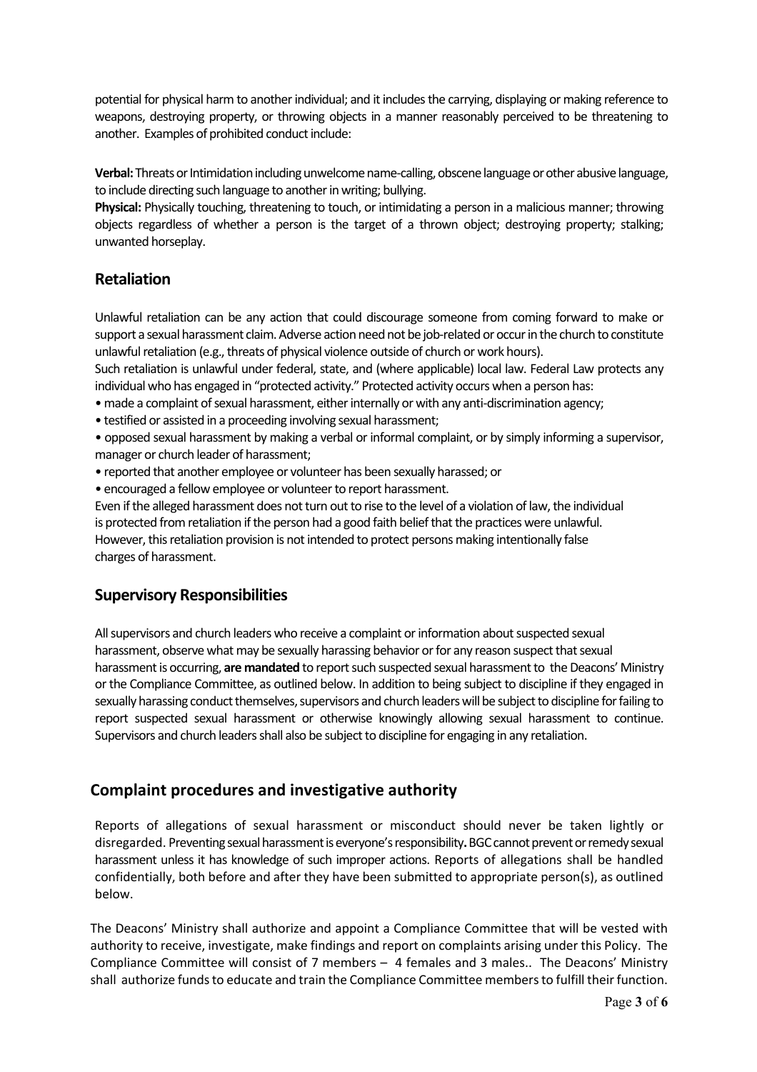potential for physical harm to another individual; and it includes the carrying, displaying or making reference to weapons, destroying property, or throwing objects in a manner reasonably perceived to be threatening to another. Examples of prohibited conduct include:

**Verbal:** Threats or Intimidation including unwelcome name-calling, obscene language or other abusive language, to include directing such language to another in writing; bullying.

**Physical:** Physically touching, threatening to touch, or intimidating a person in a malicious manner; throwing objects regardless of whether a person is the target of a thrown object; destroying property; stalking; unwanted horseplay.

## Retaliation

Unlawful retaliation can be any action that could discourage someone from coming forward to make or support a sexual harassment claim. Adverse action need not be job-related or occur in the church to constitute unlawful retaliation (e.g., threats of physical violence outside of church or work hours).

Such retaliation is unlawful under federal, state, and (where applicable) local law. Federal Law protects any individual who has engaged in "protected activity." Protected activity occurs when a person has:

- made a complaint of sexual harassment, either internally or with any anti-discrimination agency;
- testified or assisted in a proceeding involving sexual harassment;
- opposed sexual harassment by making a verbal or informal complaint, or by simply informing a supervisor, manager or church leader of harassment;
- reported that another employee or volunteer has been sexually harassed; or
- encouraged a fellow employee or volunteer to report harassment.

Even if the alleged harassment does not turn out to rise to the level of a violation of law, the individual is protected from retaliation if the person had a good faith belief that the practices were unlawful. However, this retaliation provision is not intended to protect persons making intentionally false charges of harassment.

## Supervisory Responsibilities

All supervisors and church leaders who receive a complaint or information about suspected sexual harassment, observe what may be sexually harassing behavior or for any reason suspect that sexual harassment is occurring, **are mandated** to report such suspected sexual harassment to the Deacons' Ministry or the Compliance Committee, as outlined below. In addition to being subject to discipline if they engaged in sexually harassing conduct themselves, supervisors and church leaders will be subject to discipline for failing to report suspected sexual harassment or otherwise knowingly allowing sexual harassment to continue. Supervisors and church leaders shall also be subject to discipline for engaging in any retaliation.

## Complaint procedures and investigative authority

Reports of allegations of sexual harassment or misconduct should never be taken lightly or disregarded. Preventing sexual harassment is everyone's responsibility**.** BGC cannot prevent or remedy sexual harassment unless it has knowledge of such improper actions. Reports of allegations shall be handled confidentially, both before and after they have been submitted to appropriate person(s), as outlined below.

The Deacons' Ministry shall authorize and appoint a Compliance Committee that will be vested with authority to receive, investigate, make findings and report on complaints arising under this Policy. The Compliance Committee will consist of 7 members – 4 females and 3 males.. The Deacons' Ministry shall authorize funds to educate and train the Compliance Committee members to fulfill their function.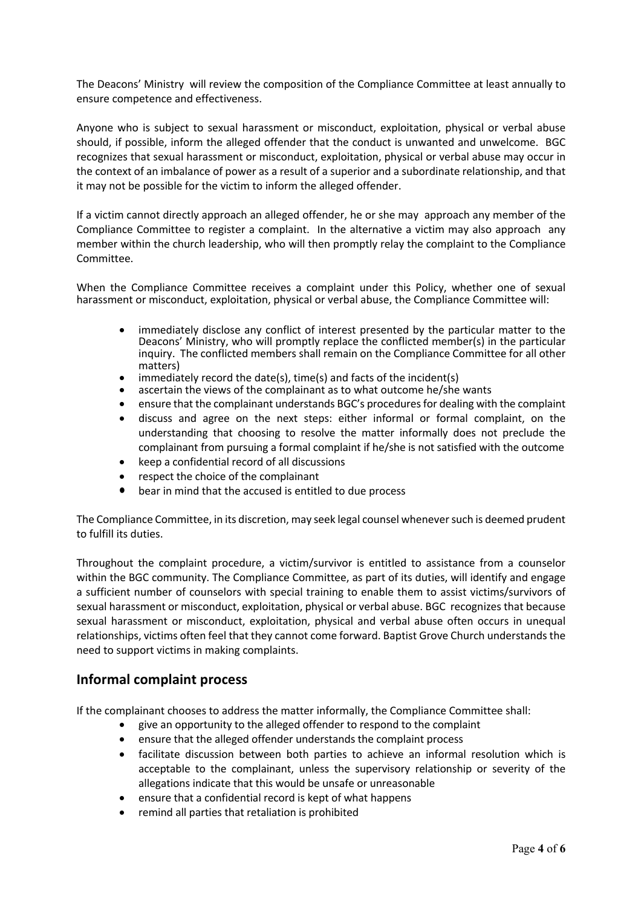The Deacons' Ministry will review the composition of the Compliance Committee at least annually to ensure competence and effectiveness.

Anyone who is subject to sexual harassment or misconduct, exploitation, physical or verbal abuse should, if possible, inform the alleged offender that the conduct is unwanted and unwelcome. BGC recognizes that sexual harassment or misconduct, exploitation, physical or verbal abuse may occur in the context of an imbalance of power as a result of a superior and a subordinate relationship, and that it may not be possible for the victim to inform the alleged offender.

If a victim cannot directly approach an alleged offender, he or she may approach any member of the Compliance Committee to register a complaint. In the alternative a victim may also approach any member within the church leadership, who will then promptly relay the complaint to the Compliance Committee.

When the Compliance Committee receives a complaint under this Policy, whether one of sexual harassment or misconduct, exploitation, physical or verbal abuse, the Compliance Committee will:

- immediately disclose any conflict of interest presented by the particular matter to the Deacons' Ministry, who will promptly replace the conflicted member(s) in the particular inquiry. The conflicted members shall remain on the Compliance Committee for all other matters)
- immediately record the date(s), time(s) and facts of the incident(s)
- ascertain the views of the complainant as to what outcome he/she wants
- ensure that the complainant understands BGC's procedures for dealing with the complaint
- discuss and agree on the next steps: either informal or formal complaint, on the understanding that choosing to resolve the matter informally does not preclude the complainant from pursuing a formal complaint if he/she is not satisfied with the outcome
- keep a confidential record of all discussions
- respect the choice of the complainant
- bear in mind that the accused is entitled to due process

The Compliance Committee, in its discretion, may seek legal counsel whenever such is deemed prudent to fulfill its duties.

Throughout the complaint procedure, a victim/survivor is entitled to assistance from a counselor within the BGC community. The Compliance Committee, as part of its duties, will identify and engage a sufficient number of counselors with special training to enable them to assist victims/survivors of sexual harassment or misconduct, exploitation, physical or verbal abuse. BGC recognizes that because sexual harassment or misconduct, exploitation, physical and verbal abuse often occurs in unequal relationships, victims often feel that they cannot come forward. Baptist Grove Church understands the need to support victims in making complaints.

## Informal complaint process

If the complainant chooses to address the matter informally, the Compliance Committee shall:

- give an opportunity to the alleged offender to respond to the complaint
- ensure that the alleged offender understands the complaint process
- facilitate discussion between both parties to achieve an informal resolution which is acceptable to the complainant, unless the supervisory relationship or severity of the allegations indicate that this would be unsafe or unreasonable
- ensure that a confidential record is kept of what happens
- remind all parties that retaliation is prohibited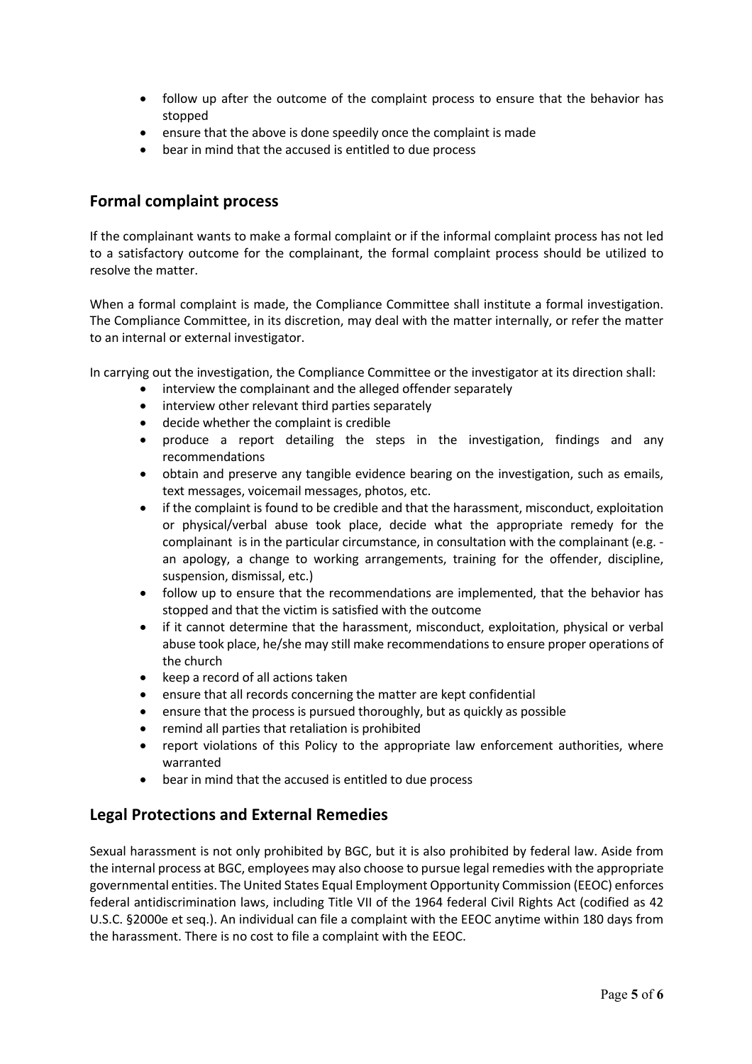- follow up after the outcome of the complaint process to ensure that the behavior has stopped
- ensure that the above is done speedily once the complaint is made
- bear in mind that the accused is entitled to due process

## Formal complaint process

If the complainant wants to make a formal complaint or if the informal complaint process has not led to a satisfactory outcome for the complainant, the formal complaint process should be utilized to resolve the matter.

When a formal complaint is made, the Compliance Committee shall institute a formal investigation. The Compliance Committee, in its discretion, may deal with the matter internally, or refer the matter to an internal or external investigator.

In carrying out the investigation, the Compliance Committee or the investigator at its direction shall:

- interview the complainant and the alleged offender separately
- interview other relevant third parties separately
- decide whether the complaint is credible
- produce a report detailing the steps in the investigation, findings and any recommendations
- obtain and preserve any tangible evidence bearing on the investigation, such as emails, text messages, voicemail messages, photos, etc.
- if the complaint is found to be credible and that the harassment, misconduct, exploitation or physical/verbal abuse took place, decide what the appropriate remedy for the complainant is in the particular circumstance, in consultation with the complainant (e.g. - an apology, a change to working arrangements, training for the offender, discipline, suspension, dismissal, etc.)
- follow up to ensure that the recommendations are implemented, that the behavior has stopped and that the victim is satisfied with the outcome
- if it cannot determine that the harassment, misconduct, exploitation, physical or verbal abuse took place, he/she may still make recommendations to ensure proper operations of the church
- keep a record of all actions taken
- ensure that all records concerning the matter are kept confidential
- ensure that the process is pursued thoroughly, but as quickly as possible
- remind all parties that retaliation is prohibited
- report violations of this Policy to the appropriate law enforcement authorities, where warranted
- bear in mind that the accused is entitled to due process

## Legal Protections and External Remedies

Sexual harassment is not only prohibited by BGC, but it is also prohibited by federal law. Aside from the internal process at BGC, employees may also choose to pursue legal remedies with the appropriate governmental entities. The United States Equal Employment Opportunity Commission (EEOC) enforces federal antidiscrimination laws, including Title VII of the 1964 federal Civil Rights Act (codified as 42 U.S.C. §2000e et seq.). An individual can file a complaint with the EEOC anytime within 180 days from the harassment. There is no cost to file a complaint with the EEOC.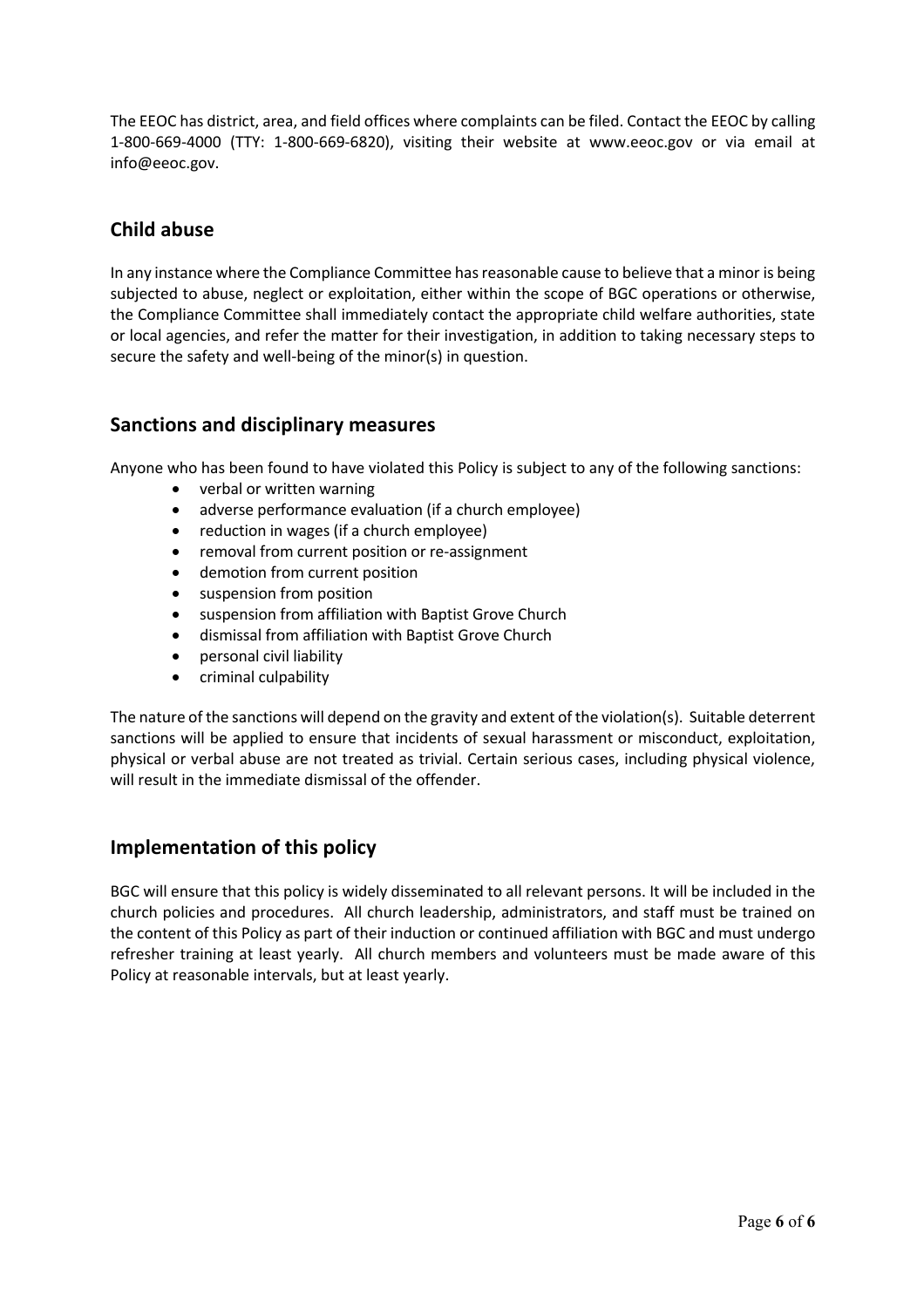The EEOC has district, area, and field offices where complaints can be filed. Contact the EEOC by calling 1-800-669-4000 (TTY: 1-800-669-6820), visiting their website at www.eeoc.gov or via email at info@eeoc.gov.

## Child abuse

In any instance where the Compliance Committee has reasonable cause to believe that a minor is being subjected to abuse, neglect or exploitation, either within the scope of BGC operations or otherwise, the Compliance Committee shall immediately contact the appropriate child welfare authorities, state or local agencies, and refer the matter for their investigation, in addition to taking necessary steps to secure the safety and well-being of the minor(s) in question.

## Sanctions and disciplinary measures

Anyone who has been found to have violated this Policy is subject to any of the following sanctions:

- verbal or written warning
- adverse performance evaluation (if a church employee)
- reduction in wages (if a church employee)
- removal from current position or re-assignment
- demotion from current position
- suspension from position
- suspension from affiliation with Baptist Grove Church
- dismissal from affiliation with Baptist Grove Church
- personal civil liability
- criminal culpability

The nature of the sanctions will depend on the gravity and extent of the violation(s). Suitable deterrent sanctions will be applied to ensure that incidents of sexual harassment or misconduct, exploitation, physical or verbal abuse are not treated as trivial. Certain serious cases, including physical violence, will result in the immediate dismissal of the offender.

## Implementation of this policy

BGC will ensure that this policy is widely disseminated to all relevant persons. It will be included in the church policies and procedures. All church leadership, administrators, and staff must be trained on the content of this Policy as part of their induction or continued affiliation with BGC and must undergo refresher training at least yearly. All church members and volunteers must be made aware of this Policy at reasonable intervals, but at least yearly.